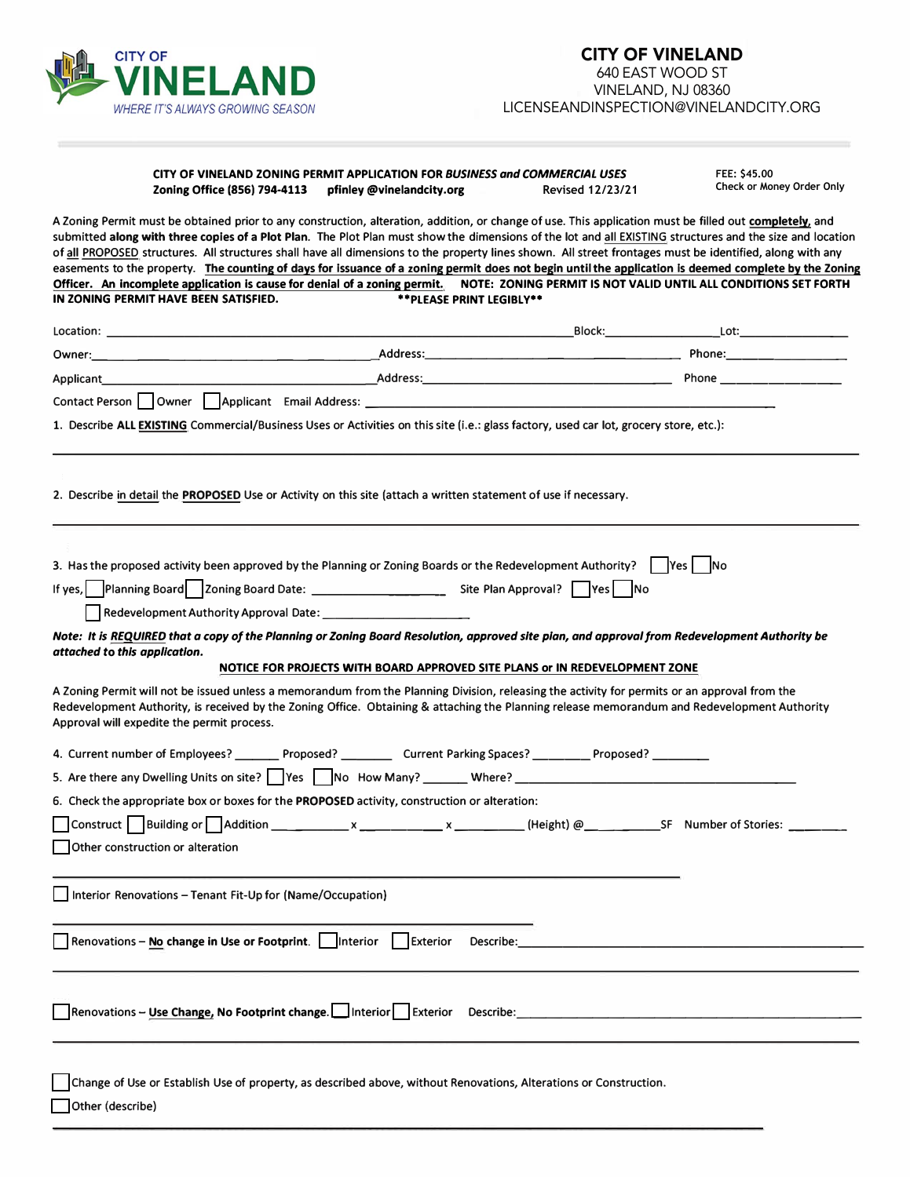CITY OF VINELAND
WHERE IT'S ALWAYS GROWING SEASON

# CITY OF VINELAND

640 EAST WOOD ST
VINELAND, NJ 08360
LICENSEANDINSPECTION@VINELANDCITY.ORG

**CITY OF VINELAND ZONING PERMIT APPLICATION FOR *BUSINESS and COMMERCIAL USES***
**Zoning Office (856) 794-4113 pfinley @vinelandcity.org** Revised 12/23/21

FEE: $45.00
Check or Money Order Only

A Zoning Permit must be obtained prior to any construction, alteration, addition, or change of use. This application must be filled out **completely**, and submitted **along with three copies of a Plot Plan**. The Plot Plan must show the dimensions of the lot and all EXISTING structures and the size and location of all PROPOSED structures. All structures shall have all dimensions to the property lines shown. All street frontages must be identified, along with any easements to the property. **The counting of days for issuance of a zoning permit does not begin until the application is deemed complete by the Zoning Officer. An incomplete application is cause for denial of a zoning permit.** **NOTE: ZONING PERMIT IS NOT VALID UNTIL ALL CONDITIONS SET FORTH IN ZONING PERMIT HAVE BEEN SATISFIED.** **\*\*PLEASE PRINT LEGIBLY\*\***

Location: ______________________________ Block: __________ Lot: __________

Owner: ______________________ Address: ______________________ Phone: __________

Applicant ______________________ Address: ______________________ Phone __________

Contact Person ☐ Owner ☐ Applicant Email Address: ______________________

1. Describe **ALL EXISTING** Commercial/Business Uses or Activities on this site (i.e.: glass factory, used car lot, grocery store, etc.):

______________________________________________________________________

2. Describe in detail the **PROPOSED** Use or Activity on this site (attach a written statement of use if necessary.

______________________________________________________________________

3. Has the proposed activity been approved by the Planning or Zoning Boards or the Redevelopment Authority? ☐ Yes ☐ No

If yes, ☐ Planning Board ☐ Zoning Board Date: ______________ Site Plan Approval? ☐ Yes ☐ No

☐ Redevelopment Authority Approval Date: ______________

***Note: It is REQUIRED that a copy of the Planning or Zoning Board Resolution, approved site plan, and approval from Redevelopment Authority be attached to this application.***

**NOTICE FOR PROJECTS WITH BOARD APPROVED SITE PLANS or IN REDEVELOPMENT ZONE**

A Zoning Permit will not be issued unless a memorandum from the Planning Division, releasing the activity for permits or an approval from the Redevelopment Authority, is received by the Zoning Office. Obtaining & attaching the Planning release memorandum and Redevelopment Authority Approval will expedite the permit process.

4. Current number of Employees? ______ Proposed? ______ Current Parking Spaces? ______ Proposed? ______

5. Are there any Dwelling Units on site? ☐ Yes ☐ No How Many? ______ Where? ______________________

6. Check the appropriate box or boxes for the **PROPOSED** activity, construction or alteration:

☐ Construct ☐ Building or ☐ Addition ________ x ________ x ________ (Height) @ ________ SF Number of Stories: ______

☐ Other construction or alteration

______________________________________________________________________

☐ Interior Renovations – Tenant Fit-Up for (Name/Occupation)

______________________________________________________________________

☐ **Renovations – No change in Use or Footprint.** ☐ Interior ☐ Exterior Describe: ______________________

______________________________________________________________________

☐ **Renovations – Use Change, No Footprint change.** ☐ Interior ☐ Exterior Describe: ______________________

______________________________________________________________________

☐ Change of Use or Establish Use of property, as described above, without Renovations, Alterations or Construction.

☐ Other (describe)

______________________________________________________________________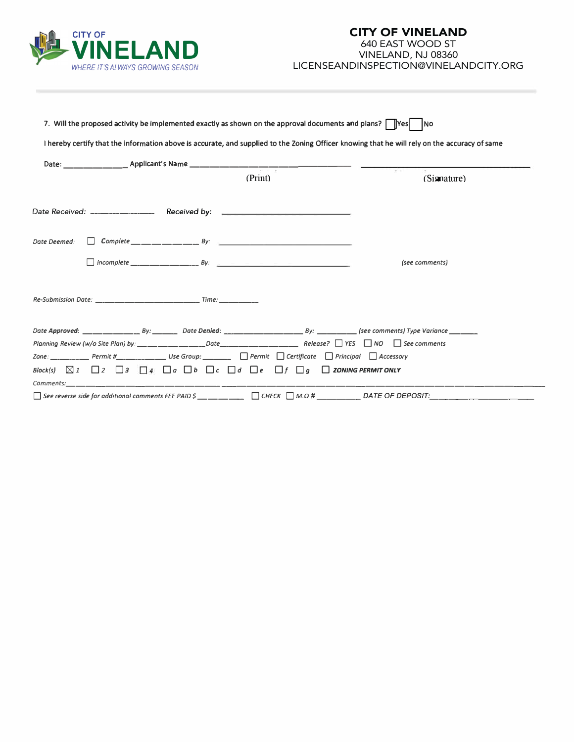CITY OF VINELAND
WHERE IT'S ALWAYS GROWING SEASON

**CITY OF VINELAND**
640 EAST WOOD ST
VINELAND, NJ 08360
LICENSEANDINSPECTION@VINELANDCITY.ORG

7. Will the proposed activity be implemented exactly as shown on the approval documents and plans? ☐ Yes ☐ No

I hereby certify that the information above is accurate, and supplied to the Zoning Officer knowing that he will rely on the accuracy of same

Date: _______________ Applicant's Name ______________________________ ______________________________
(Print) (Signature)

*Date Received:* _______________ *Received by:* ______________________________

*Date Deemed:* ☐ *Complete* _______________ *By:* ______________________________

☐ *Incomplete* _______________ *By:* ______________________________ *(see comments)*

*Re-Submission Date:* ______________________________ *Time:* __________

***Date Approved:*** _______________ *By:* _______ *Date Denied:* ____________________ *By:* __________ *(see comments) Type Variance* ________

*Planning Review (w/o Site Plan) by:* ________________ *Date* ____________________ *Release?* ☐ *YES* ☐ *NO* ☐ *See comments*

*Zone:* __________ *Permit #* ____________ *Use Group:* ________ ☐ *Permit* ☐ *Certificate* ☐ *Principal* ☐ *Accessory*

*Block(s)* ☒ *1* ☐ *2* ☐ *3* ☐ *4* ☐ *a* ☐ *b* ☐ *c* ☐ *d* ☐ *e* ☐ *f* ☐ *g* ☐ ***ZONING PERMIT ONLY***

*Comments:* ________________________________________________________________________________________________

☐ *See reverse side for additional comments FEE PAID $* __________ ☐ *CHECK* ☐ *M.O #* __________ *DATE OF DEPOSIT:* ____________________